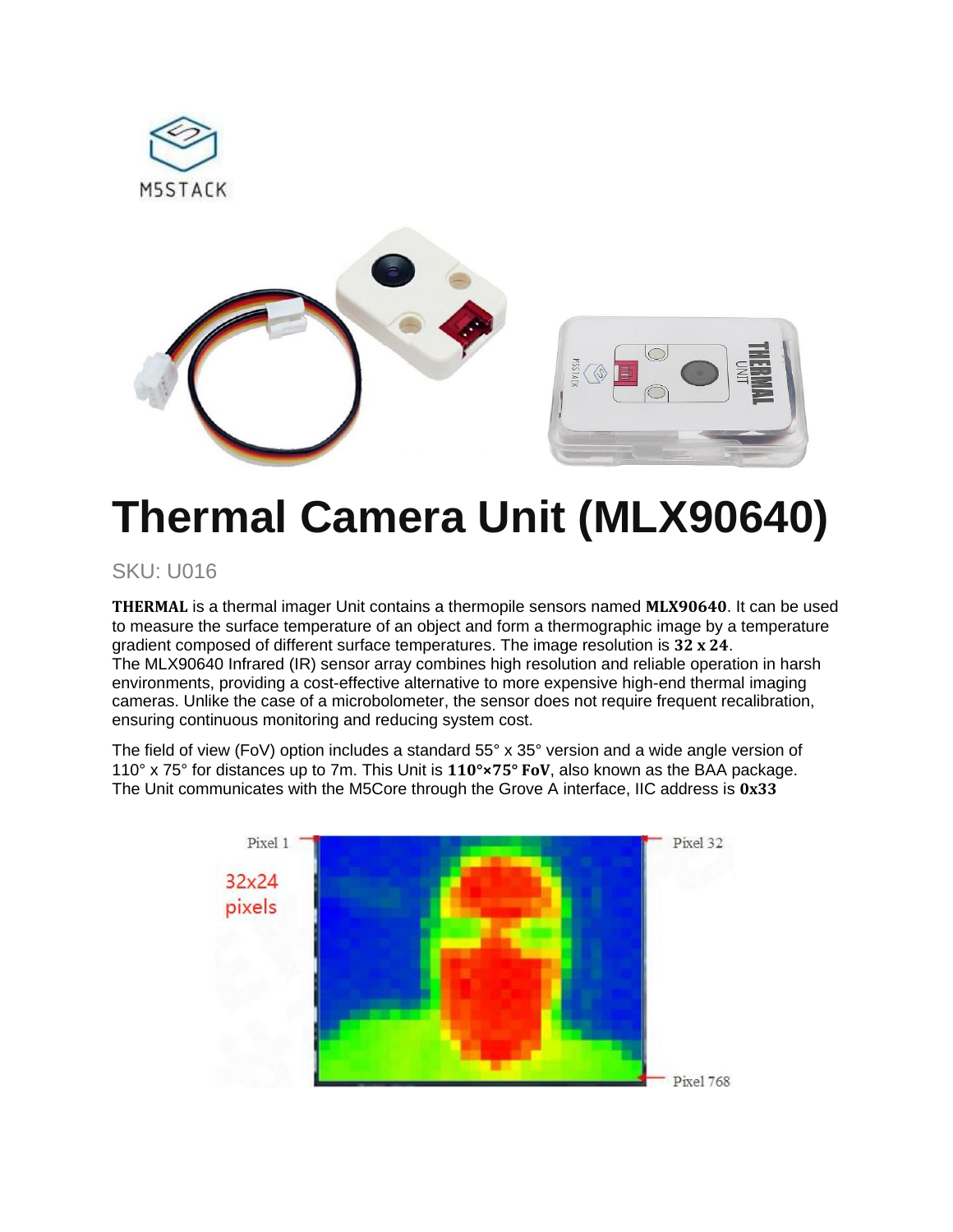# Thermal Camera Unit (MLX90640)

SKU: U016

**THERMAL** is a thermal imager Unit contains a thermopile sensors named **MLX90640**. It can be used to measure the surface temperature of an object and form a thermographic image by a temperature gradient composed of different surface temperatures. The image resolution is **32 x 24**.
The MLX90640 Infrared (IR) sensor array combines high resolution and reliable operation in harsh environments, providing a cost-effective alternative to more expensive high-end thermal imaging cameras. Unlike the case of a microbolometer, the sensor does not require frequent recalibration, ensuring continuous monitoring and reducing system cost.

The field of view (FoV) option includes a standard 55° x 35° version and a wide angle version of 110° x 75° for distances up to 7m. This Unit is **110°×75° FoV**, also known as the BAA package.
The Unit communicates with the M5Core through the Grove A interface, IIC address is **0x33**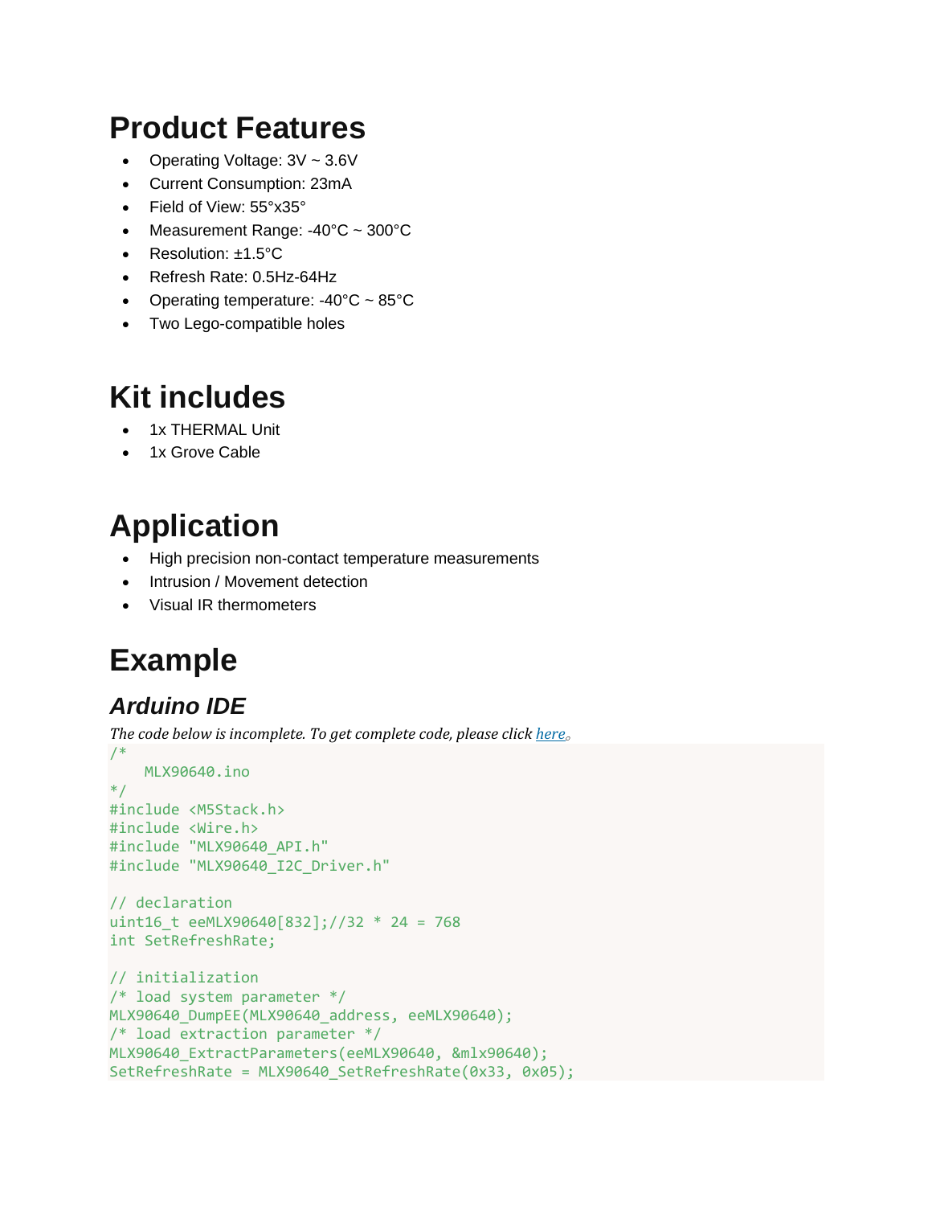# Product Features

- Operating Voltage: 3V ~ 3.6V
- Current Consumption: 23mA
- Field of View: 55°x35°
- Measurement Range: -40°C ~ 300°C
- Resolution: ±1.5°C
- Refresh Rate: 0.5Hz-64Hz
- Operating temperature: -40°C ~ 85°C
- Two Lego-compatible holes

# Kit includes

- 1x THERMAL Unit
- 1x Grove Cable

# Application

- High precision non-contact temperature measurements
- Intrusion / Movement detection
- Visual IR thermometers

# Example

## *Arduino IDE*

*The code below is incomplete. To get complete code, please click [here](here)。*

```
/*
    MLX90640.ino
*/
#include <M5Stack.h>
#include <Wire.h>
#include "MLX90640_API.h"
#include "MLX90640_I2C_Driver.h"

// declaration
uint16_t eeMLX90640[832];//32 * 24 = 768
int SetRefreshRate;

// initialization
/* load system parameter */
MLX90640_DumpEE(MLX90640_address, eeMLX90640);
/* load extraction parameter */
MLX90640_ExtractParameters(eeMLX90640, &mlx90640);
SetRefreshRate = MLX90640_SetRefreshRate(0x33, 0x05);
```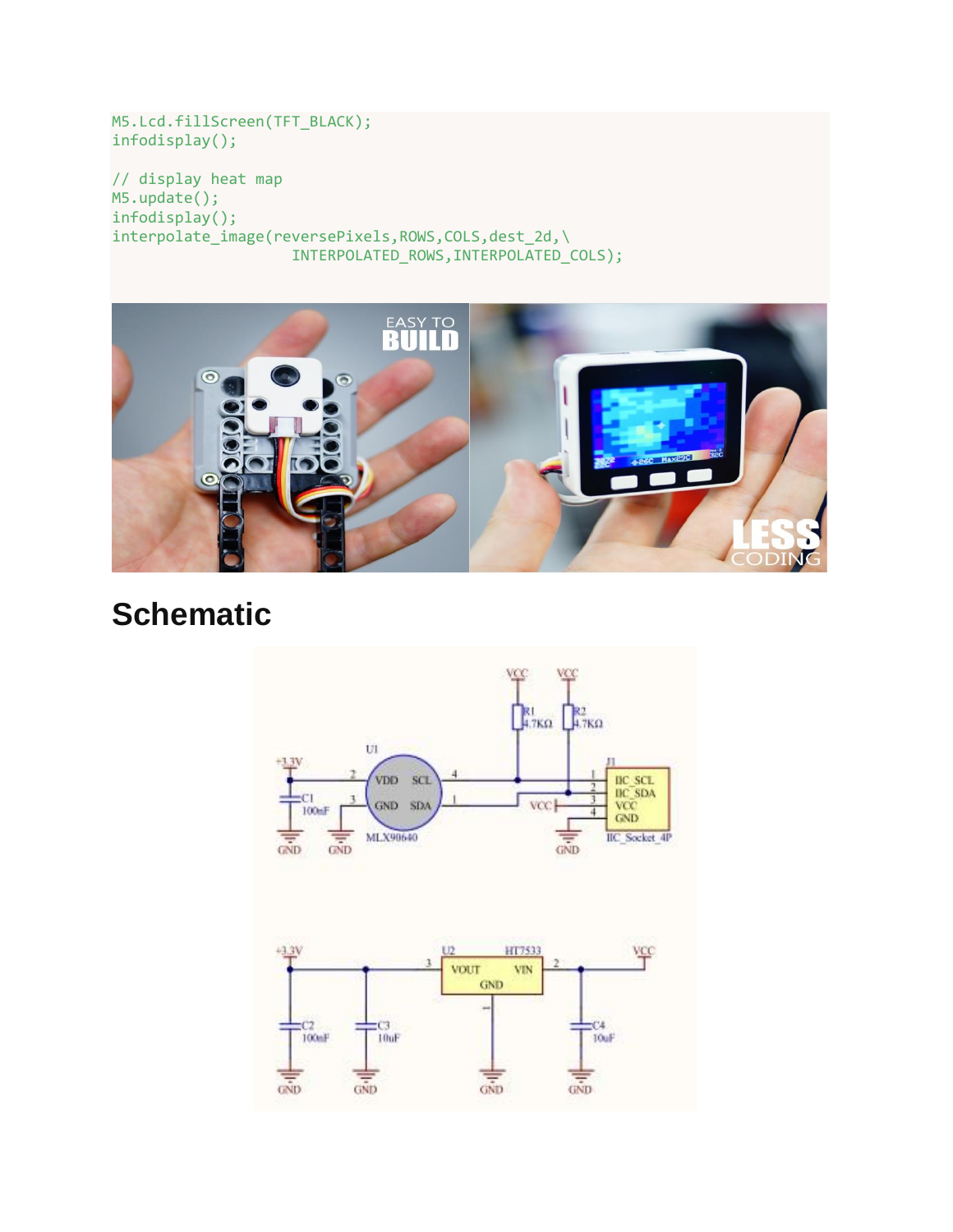```
M5.Lcd.fillScreen(TFT_BLACK);
infodisplay();

// display heat map
M5.update();
infodisplay();
interpolate_image(reversePixels,ROWS,COLS,dest_2d,\
                    INTERPOLATED_ROWS,INTERPOLATED_COLS);
```

## Schematic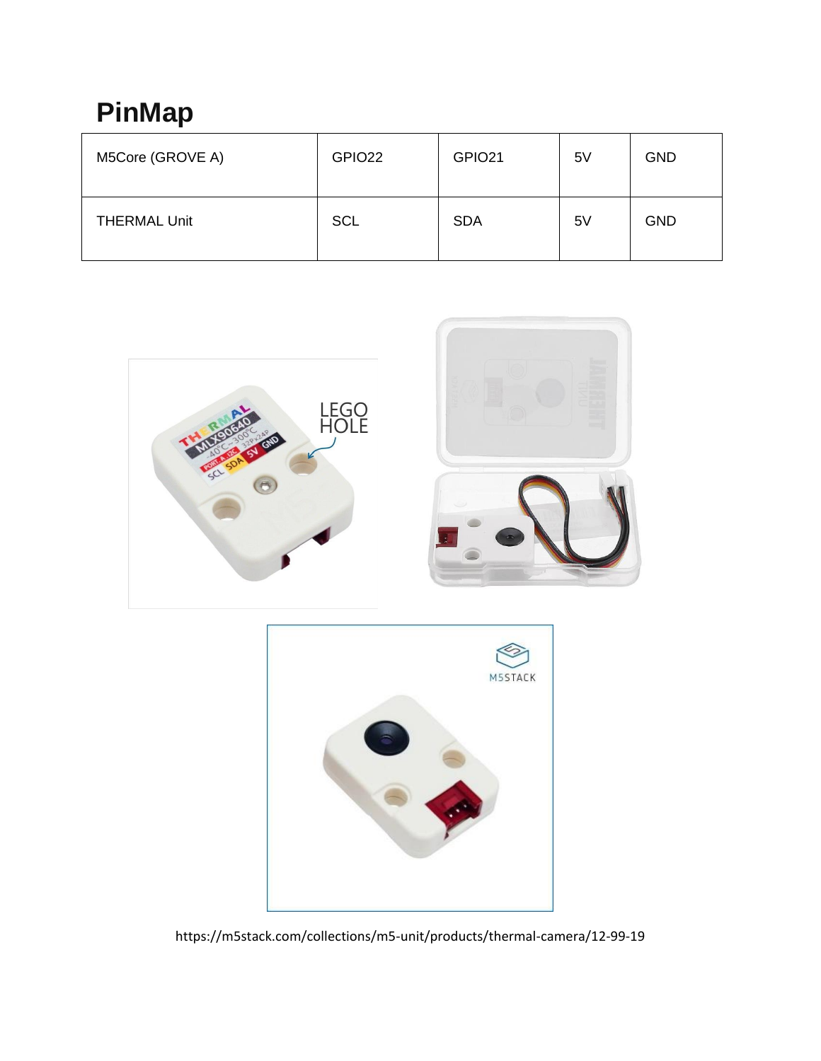## PinMap

| | | | | |
|---|---|---|---|---|
| M5Core (GROVE A) | GPIO22 | GPIO21 | 5V | GND |
| THERMAL Unit | SCL | SDA | 5V | GND |

https://m5stack.com/collections/m5-unit/products/thermal-camera/12-99-19